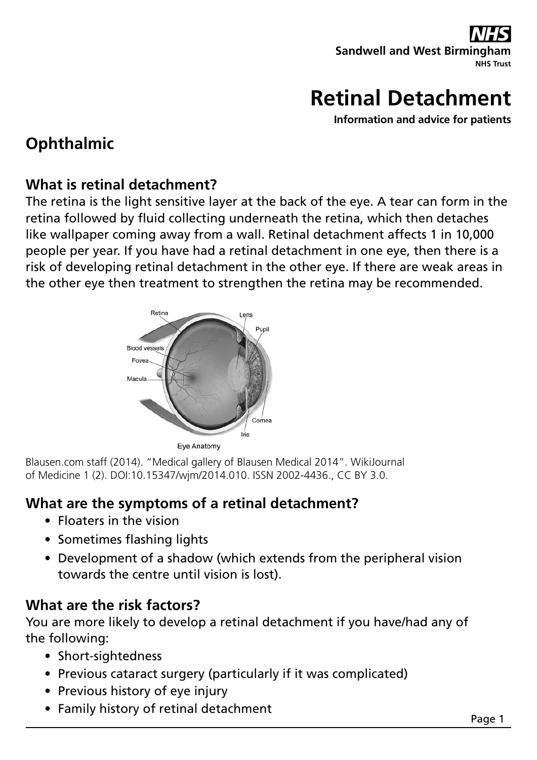NHS
**Sandwell and West Birmingham**
**NHS Trust**

# Retinal Detachment

**Information and advice for patients**

## Ophthalmic

### What is retinal detachment?

The retina is the light sensitive layer at the back of the eye. A tear can form in the retina followed by fluid collecting underneath the retina, which then detaches like wallpaper coming away from a wall. Retinal detachment affects 1 in 10,000 people per year. If you have had a retinal detachment in one eye, then there is a risk of developing retinal detachment in the other eye. If there are weak areas in the other eye then treatment to strengthen the retina may be recommended.

Eye Anatomy

Blausen.com staff (2014). "Medical gallery of Blausen Medical 2014". WikiJournal of Medicine 1 (2). DOI:10.15347/wjm/2014.010. ISSN 2002-4436., CC BY 3.0.

### What are the symptoms of a retinal detachment?

- Floaters in the vision
- Sometimes flashing lights
- Development of a shadow (which extends from the peripheral vision towards the centre until vision is lost).

### What are the risk factors?

You are more likely to develop a retinal detachment if you have/had any of the following:

- Short-sightedness
- Previous cataract surgery (particularly if it was complicated)
- Previous history of eye injury
- Family history of retinal detachment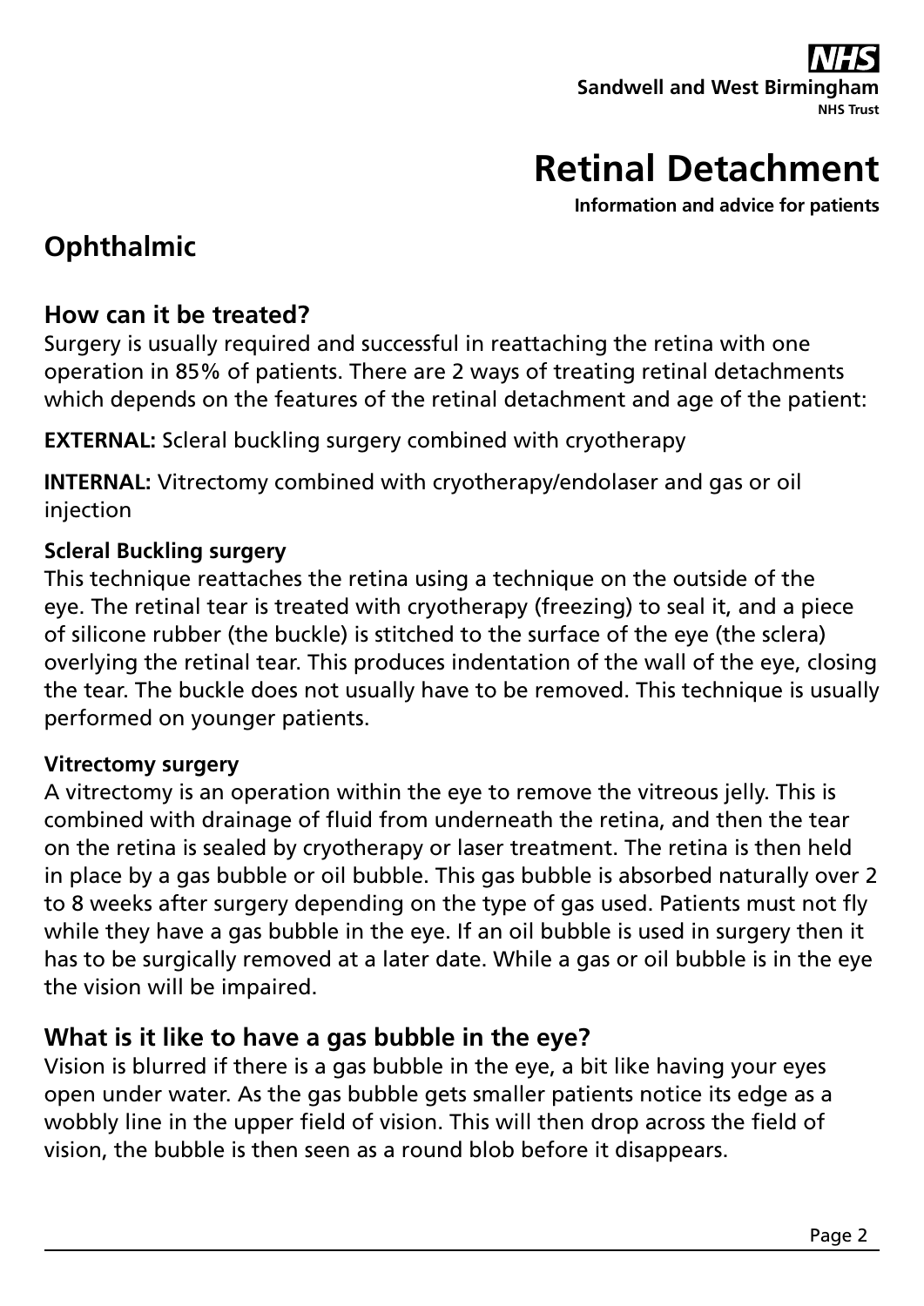## Ophthalmic

### How can it be treated?

Surgery is usually required and successful in reattaching the retina with one operation in 85% of patients. There are 2 ways of treating retinal detachments which depends on the features of the retinal detachment and age of the patient:

**EXTERNAL:** Scleral buckling surgery combined with cryotherapy

**INTERNAL:** Vitrectomy combined with cryotherapy/endolaser and gas or oil injection

#### Scleral Buckling surgery

This technique reattaches the retina using a technique on the outside of the eye. The retinal tear is treated with cryotherapy (freezing) to seal it, and a piece of silicone rubber (the buckle) is stitched to the surface of the eye (the sclera) overlying the retinal tear. This produces indentation of the wall of the eye, closing the tear. The buckle does not usually have to be removed. This technique is usually performed on younger patients.

#### Vitrectomy surgery

A vitrectomy is an operation within the eye to remove the vitreous jelly. This is combined with drainage of fluid from underneath the retina, and then the tear on the retina is sealed by cryotherapy or laser treatment. The retina is then held in place by a gas bubble or oil bubble. This gas bubble is absorbed naturally over 2 to 8 weeks after surgery depending on the type of gas used. Patients must not fly while they have a gas bubble in the eye. If an oil bubble is used in surgery then it has to be surgically removed at a later date. While a gas or oil bubble is in the eye the vision will be impaired.

### What is it like to have a gas bubble in the eye?

Vision is blurred if there is a gas bubble in the eye, a bit like having your eyes open under water. As the gas bubble gets smaller patients notice its edge as a wobbly line in the upper field of vision. This will then drop across the field of vision, the bubble is then seen as a round blob before it disappears.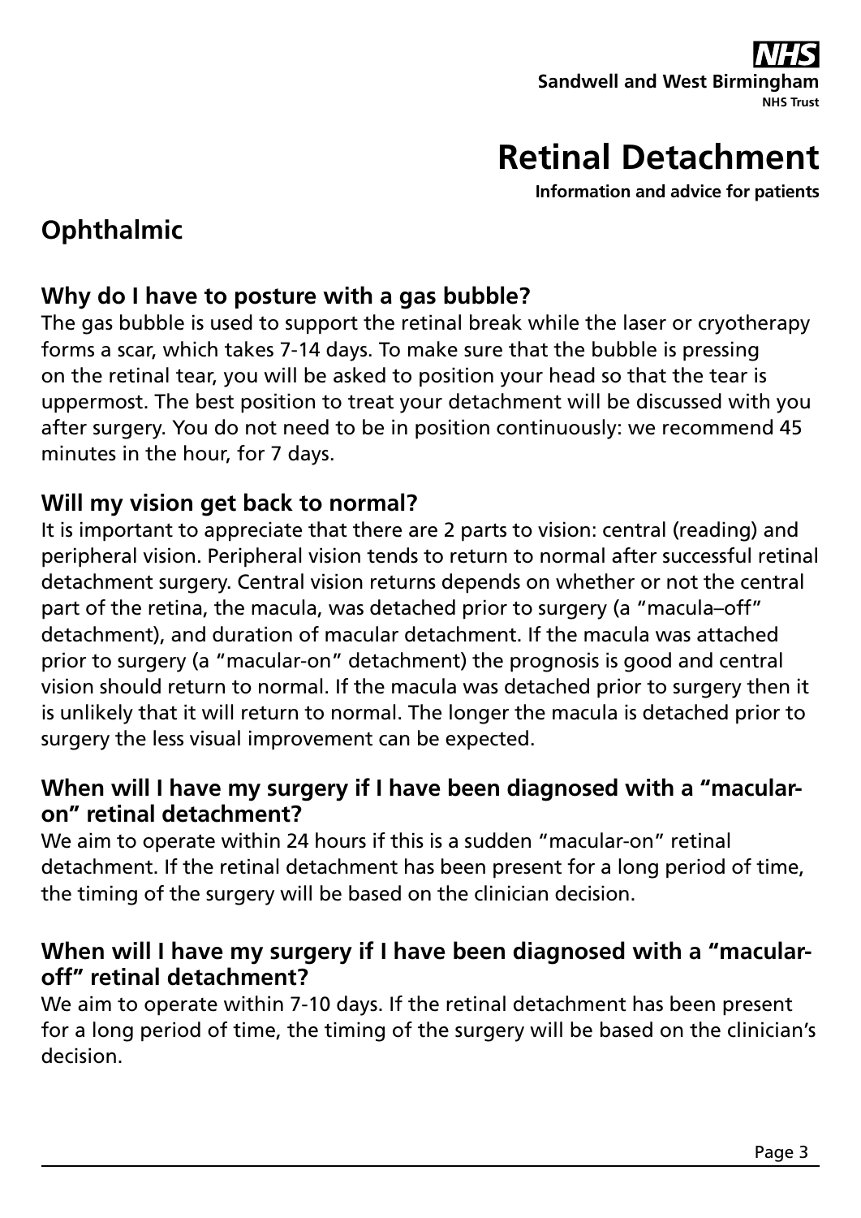## Ophthalmic

### Why do I have to posture with a gas bubble?

The gas bubble is used to support the retinal break while the laser or cryotherapy forms a scar, which takes 7-14 days. To make sure that the bubble is pressing on the retinal tear, you will be asked to position your head so that the tear is uppermost. The best position to treat your detachment will be discussed with you after surgery. You do not need to be in position continuously: we recommend 45 minutes in the hour, for 7 days.

### Will my vision get back to normal?

It is important to appreciate that there are 2 parts to vision: central (reading) and peripheral vision. Peripheral vision tends to return to normal after successful retinal detachment surgery. Central vision returns depends on whether or not the central part of the retina, the macula, was detached prior to surgery (a "macula–off" detachment), and duration of macular detachment. If the macula was attached prior to surgery (a "macular-on" detachment) the prognosis is good and central vision should return to normal. If the macula was detached prior to surgery then it is unlikely that it will return to normal. The longer the macula is detached prior to surgery the less visual improvement can be expected.

### When will I have my surgery if I have been diagnosed with a "macular-on" retinal detachment?

We aim to operate within 24 hours if this is a sudden "macular-on" retinal detachment. If the retinal detachment has been present for a long period of time, the timing of the surgery will be based on the clinician decision.

### When will I have my surgery if I have been diagnosed with a "macular-off" retinal detachment?

We aim to operate within 7-10 days. If the retinal detachment has been present for a long period of time, the timing of the surgery will be based on the clinician's decision.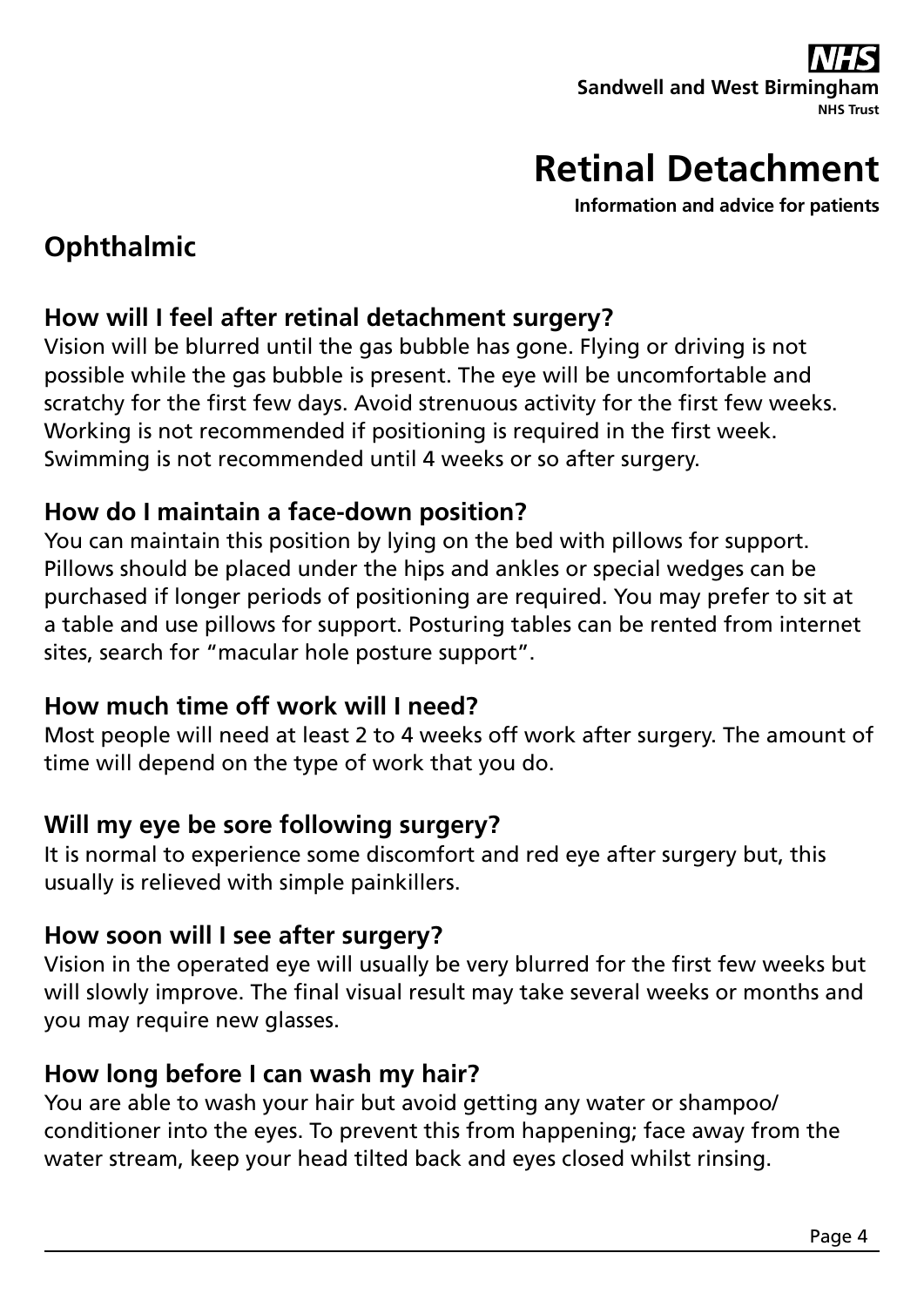## Ophthalmic

### How will I feel after retinal detachment surgery?

Vision will be blurred until the gas bubble has gone. Flying or driving is not possible while the gas bubble is present. The eye will be uncomfortable and scratchy for the first few days. Avoid strenuous activity for the first few weeks. Working is not recommended if positioning is required in the first week. Swimming is not recommended until 4 weeks or so after surgery.

### How do I maintain a face-down position?

You can maintain this position by lying on the bed with pillows for support. Pillows should be placed under the hips and ankles or special wedges can be purchased if longer periods of positioning are required. You may prefer to sit at a table and use pillows for support. Posturing tables can be rented from internet sites, search for "macular hole posture support".

### How much time off work will I need?

Most people will need at least 2 to 4 weeks off work after surgery. The amount of time will depend on the type of work that you do.

### Will my eye be sore following surgery?

It is normal to experience some discomfort and red eye after surgery but, this usually is relieved with simple painkillers.

### How soon will I see after surgery?

Vision in the operated eye will usually be very blurred for the first few weeks but will slowly improve. The final visual result may take several weeks or months and you may require new glasses.

### How long before I can wash my hair?

You are able to wash your hair but avoid getting any water or shampoo/conditioner into the eyes. To prevent this from happening; face away from the water stream, keep your head tilted back and eyes closed whilst rinsing.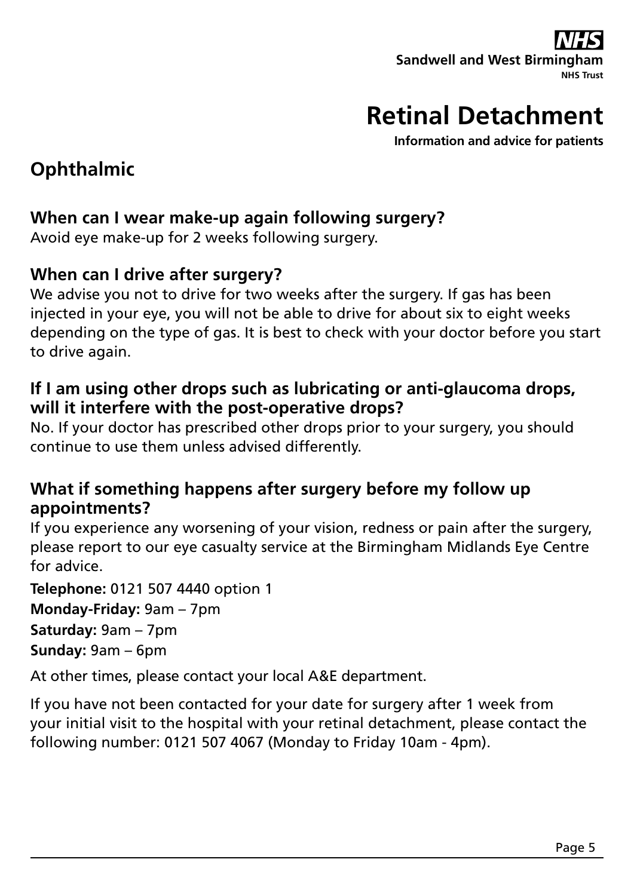## When can I wear make-up again following surgery?

Avoid eye make-up for 2 weeks following surgery.

## When can I drive after surgery?

We advise you not to drive for two weeks after the surgery. If gas has been injected in your eye, you will not be able to drive for about six to eight weeks depending on the type of gas. It is best to check with your doctor before you start to drive again.

## If I am using other drops such as lubricating or anti-glaucoma drops, will it interfere with the post-operative drops?

No. If your doctor has prescribed other drops prior to your surgery, you should continue to use them unless advised differently.

## What if something happens after surgery before my follow up appointments?

If you experience any worsening of your vision, redness or pain after the surgery, please report to our eye casualty service at the Birmingham Midlands Eye Centre for advice.

**Telephone:** 0121 507 4440 option 1

**Monday-Friday:** 9am – 7pm

**Saturday:** 9am – 7pm

**Sunday:** 9am – 6pm

At other times, please contact your local A&E department.

If you have not been contacted for your date for surgery after 1 week from your initial visit to the hospital with your retinal detachment, please contact the following number: 0121 507 4067 (Monday to Friday 10am - 4pm).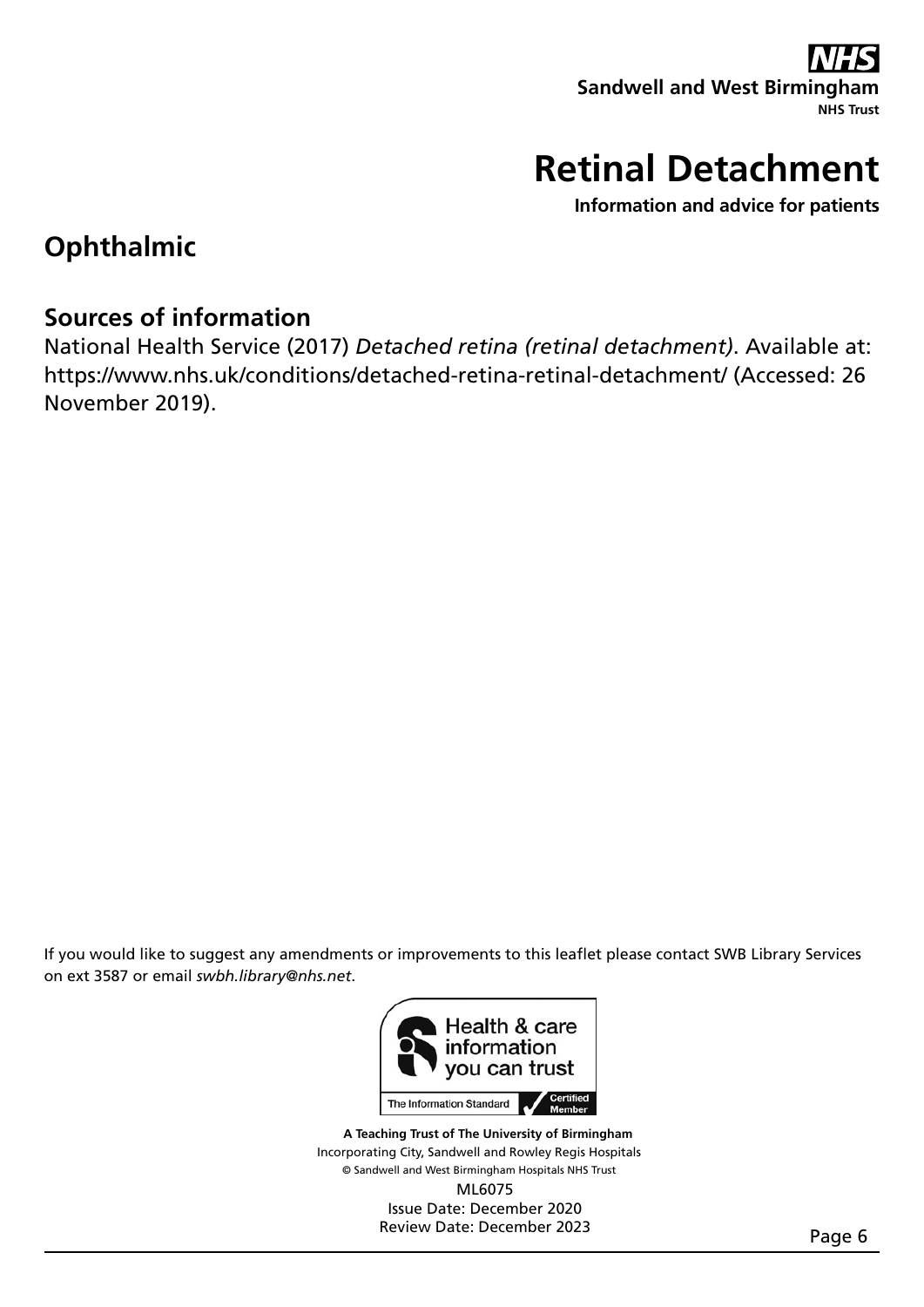Sandwell and West Birmingham NHS Trust

# Retinal Detachment

**Information and advice for patients**

## Ophthalmic

### Sources of information

National Health Service (2017) *Detached retina (retinal detachment)*. Available at: https://www.nhs.uk/conditions/detached-retina-retinal-detachment/ (Accessed: 26 November 2019).

If you would like to suggest any amendments or improvements to this leaflet please contact SWB Library Services on ext 3587 or email *swbh.library@nhs.net*.

Health & care information you can trust

The Information Standard Certified Member

**A Teaching Trust of The University of Birmingham**

Incorporating City, Sandwell and Rowley Regis Hospitals

© Sandwell and West Birmingham Hospitals NHS Trust

ML6075

Issue Date: December 2020

Review Date: December 2023